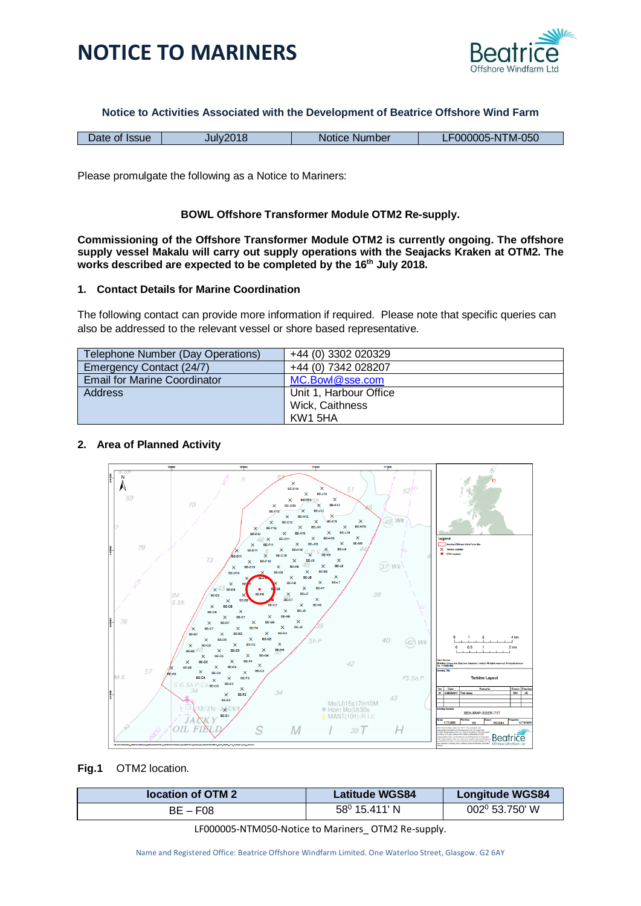# NOTICE TO MARINERS

**Notice to Activities Associated with the Development of Beatrice Offshore Wind Farm**

| Date of Issue | July2018 | Notice Number | LF000005-NTM-050 |
|---|---|---|---|

Please promulgate the following as a Notice to Mariners:

**BOWL Offshore Transformer Module OTM2 Re-supply.**

**Commissioning of the Offshore Transformer Module OTM2 is currently ongoing. The offshore supply vessel Makalu will carry out supply operations with the Seajacks Kraken at OTM2. The works described are expected to be completed by the 16th July 2018.**

## 1. Contact Details for Marine Coordination

The following contact can provide more information if required. Please note that specific queries can also be addressed to the relevant vessel or shore based representative.

| Telephone Number (Day Operations) | +44 (0) 3302 020329 |
|---|---|
| Emergency Contact (24/7) | +44 (0) 7342 028207 |
| Email for Marine Coordinator | MC.Bowl@sse.com |
| Address | Unit 1, Harbour Office<br>Wick, Caithness<br>KW1 5HA |

## 2. Area of Planned Activity

**Fig.1** OTM2 location.

| location of OTM 2 | Latitude WGS84 | Longitude WGS84 |
|---|---|---|
| BE – F08 | $58^0$ 15.411' N | $002^0$ 53.750' W |

LF000005-NTM050-Notice to Mariners_ OTM2 Re-supply.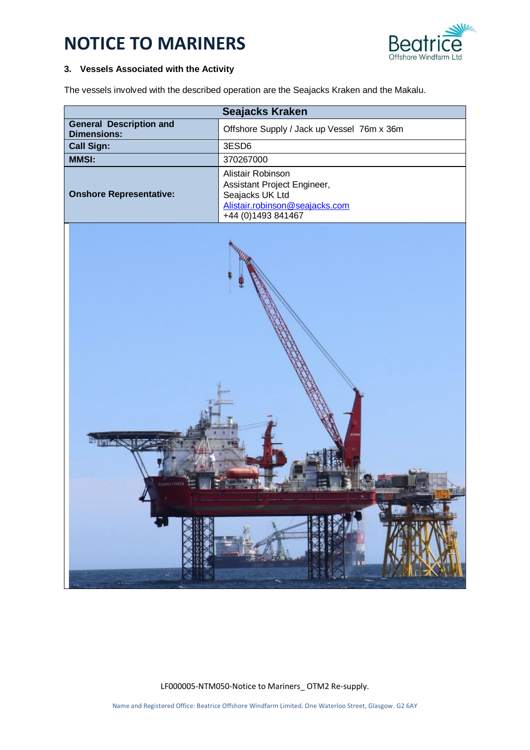# NOTICE TO MARINERS

### 3. Vessels Associated with the Activity

The vessels involved with the described operation are the Seajacks Kraken and the Makalu.

| Seajacks Kraken | |
|---|---|
| **General Description and Dimensions:** | Offshore Supply / Jack up Vessel 76m x 36m |
| **Call Sign:** | 3ESD6 |
| **MMSI:** | 370267000 |
| **Onshore Representative:** | Alistair Robinson<br>Assistant Project Engineer,<br>Seajacks UK Ltd<br>Alistair.robinson@seajacks.com<br>+44 (0)1493 841467 |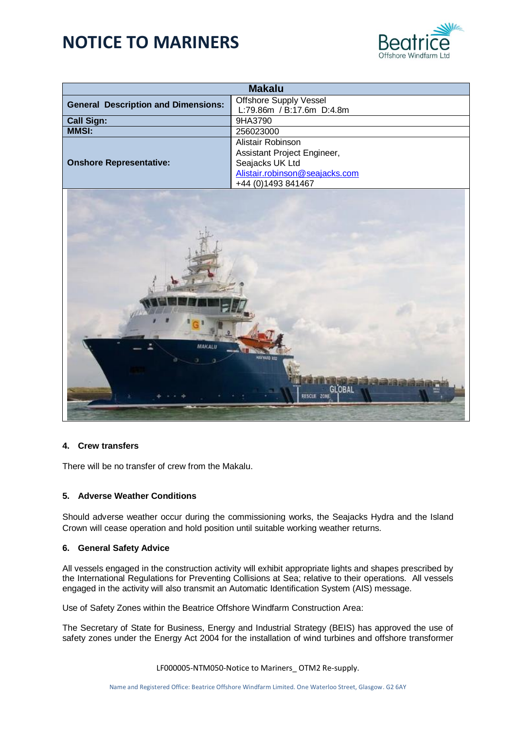# NOTICE TO MARINERS

| Makalu | |
|---|---|
| **General Description and Dimensions:** | Offshore Supply Vessel<br>L:79.86m / B:17.6m D:4.8m |
| **Call Sign:** | 9HA3790 |
| **MMSI:** | 256023000 |
| **Onshore Representative:** | Alistair Robinson<br>Assistant Project Engineer,<br>Seajacks UK Ltd<br>Alistair.robinson@seajacks.com<br>+44 (0)1493 841467 |

### 4. Crew transfers

There will be no transfer of crew from the Makalu.

### 5. Adverse Weather Conditions

Should adverse weather occur during the commissioning works, the Seajacks Hydra and the Island Crown will cease operation and hold position until suitable working weather returns.

### 6. General Safety Advice

All vessels engaged in the construction activity will exhibit appropriate lights and shapes prescribed by the International Regulations for Preventing Collisions at Sea; relative to their operations. All vessels engaged in the activity will also transmit an Automatic Identification System (AIS) message.

Use of Safety Zones within the Beatrice Offshore Windfarm Construction Area:

The Secretary of State for Business, Energy and Industrial Strategy (BEIS) has approved the use of safety zones under the Energy Act 2004 for the installation of wind turbines and offshore transformer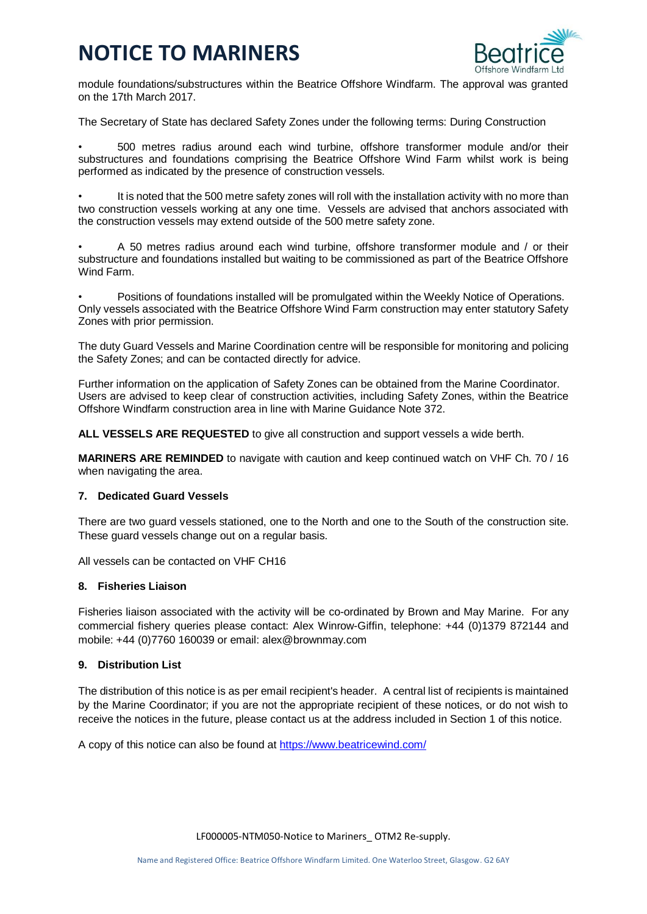module foundations/substructures within the Beatrice Offshore Windfarm. The approval was granted on the 17th March 2017.

The Secretary of State has declared Safety Zones under the following terms: During Construction

- 500 metres radius around each wind turbine, offshore transformer module and/or their substructures and foundations comprising the Beatrice Offshore Wind Farm whilst work is being performed as indicated by the presence of construction vessels.
- It is noted that the 500 metre safety zones will roll with the installation activity with no more than two construction vessels working at any one time. Vessels are advised that anchors associated with the construction vessels may extend outside of the 500 metre safety zone.
- A 50 metres radius around each wind turbine, offshore transformer module and / or their substructure and foundations installed but waiting to be commissioned as part of the Beatrice Offshore Wind Farm.
- Positions of foundations installed will be promulgated within the Weekly Notice of Operations.

Only vessels associated with the Beatrice Offshore Wind Farm construction may enter statutory Safety Zones with prior permission.

The duty Guard Vessels and Marine Coordination centre will be responsible for monitoring and policing the Safety Zones; and can be contacted directly for advice.

Further information on the application of Safety Zones can be obtained from the Marine Coordinator. Users are advised to keep clear of construction activities, including Safety Zones, within the Beatrice Offshore Windfarm construction area in line with Marine Guidance Note 372.

**ALL VESSELS ARE REQUESTED** to give all construction and support vessels a wide berth.

**MARINERS ARE REMINDED** to navigate with caution and keep continued watch on VHF Ch. 70 / 16 when navigating the area.

### 7. Dedicated Guard Vessels

There are two guard vessels stationed, one to the North and one to the South of the construction site. These guard vessels change out on a regular basis.

All vessels can be contacted on VHF CH16

### 8. Fisheries Liaison

Fisheries liaison associated with the activity will be co-ordinated by Brown and May Marine. For any commercial fishery queries please contact: Alex Winrow-Giffin, telephone: +44 (0)1379 872144 and mobile: +44 (0)7760 160039 or email: alex@brownmay.com

### 9. Distribution List

The distribution of this notice is as per email recipient's header. A central list of recipients is maintained by the Marine Coordinator; if you are not the appropriate recipient of these notices, or do not wish to receive the notices in the future, please contact us at the address included in Section 1 of this notice.

A copy of this notice can also be found at https://www.beatricewind.com/